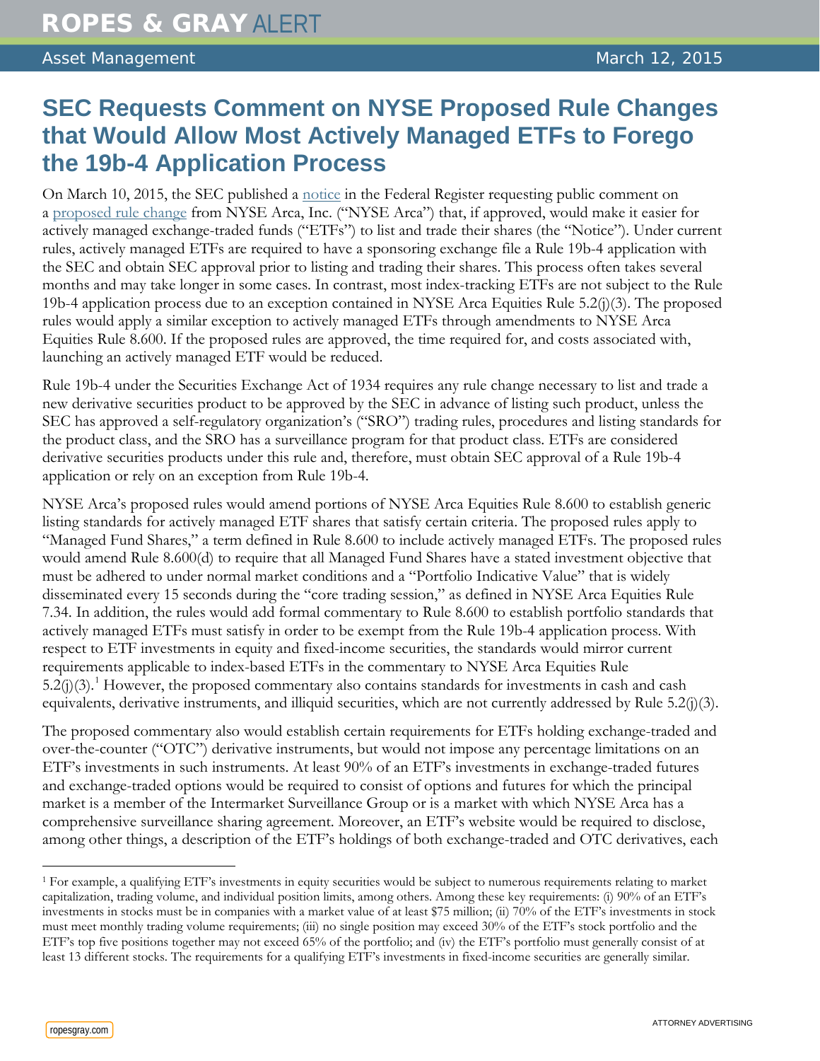ROPES & GRAY ALERT

Asset Management March 12, 2015

# SEC Requests Comment on NYSE Proposed Rule Changes that Would Allow Most Actively Managed ETFs to Forego the 19b-4 Application Process

On March 10, 2015, the SEC published a notice in the Federal Register requesting public comment on a proposed rule change from NYSE Arca, Inc. ("NYSE Arca") that, if approved, would make it easier for actively managed exchange-traded funds ("ETFs") to list and trade their shares (the "Notice"). Under current rules, actively managed ETFs are required to have a sponsoring exchange file a Rule 19b-4 application with the SEC and obtain SEC approval prior to listing and trading their shares. This process often takes several months and may take longer in some cases. In contrast, most index-tracking ETFs are not subject to the Rule 19b-4 application process due to an exception contained in NYSE Arca Equities Rule 5.2(j)(3). The proposed rules would apply a similar exception to actively managed ETFs through amendments to NYSE Arca Equities Rule 8.600. If the proposed rules are approved, the time required for, and costs associated with, launching an actively managed ETF would be reduced.

Rule 19b-4 under the Securities Exchange Act of 1934 requires any rule change necessary to list and trade a new derivative securities product to be approved by the SEC in advance of listing such product, unless the SEC has approved a self-regulatory organization's ("SRO") trading rules, procedures and listing standards for the product class, and the SRO has a surveillance program for that product class. ETFs are considered derivative securities products under this rule and, therefore, must obtain SEC approval of a Rule 19b-4 application or rely on an exception from Rule 19b-4.

NYSE Arca's proposed rules would amend portions of NYSE Arca Equities Rule 8.600 to establish generic listing standards for actively managed ETF shares that satisfy certain criteria. The proposed rules apply to "Managed Fund Shares," a term defined in Rule 8.600 to include actively managed ETFs. The proposed rules would amend Rule 8.600(d) to require that all Managed Fund Shares have a stated investment objective that must be adhered to under normal market conditions and a "Portfolio Indicative Value" that is widely disseminated every 15 seconds during the "core trading session," as defined in NYSE Arca Equities Rule 7.34. In addition, the rules would add formal commentary to Rule 8.600 to establish portfolio standards that actively managed ETFs must satisfy in order to be exempt from the Rule 19b-4 application process. With respect to ETF investments in equity and fixed-income securities, the standards would mirror current requirements applicable to index-based ETFs in the commentary to NYSE Arca Equities Rule 5.2(j)(3).[1] However, the proposed commentary also contains standards for investments in cash and cash equivalents, derivative instruments, and illiquid securities, which are not currently addressed by Rule 5.2(j)(3).

The proposed commentary also would establish certain requirements for ETFs holding exchange-traded and over-the-counter ("OTC") derivative instruments, but would not impose any percentage limitations on an ETF's investments in such instruments. At least 90% of an ETF's investments in exchange-traded futures and exchange-traded options would be required to consist of options and futures for which the principal market is a member of the Intermarket Surveillance Group or is a market with which NYSE Arca has a comprehensive surveillance sharing agreement. Moreover, an ETF's website would be required to disclose, among other things, a description of the ETF's holdings of both exchange-traded and OTC derivatives, each

[1] For example, a qualifying ETF's investments in equity securities would be subject to numerous requirements relating to market capitalization, trading volume, and individual position limits, among others. Among these key requirements: (i) 90% of an ETF's investments in stocks must be in companies with a market value of at least $75 million; (ii) 70% of the ETF's investments in stock must meet monthly trading volume requirements; (iii) no single position may exceed 30% of the ETF's stock portfolio and the ETF's top five positions together may not exceed 65% of the portfolio; and (iv) the ETF's portfolio must generally consist of at least 13 different stocks. The requirements for a qualifying ETF's investments in fixed-income securities are generally similar.

ATTORNEY ADVERTISING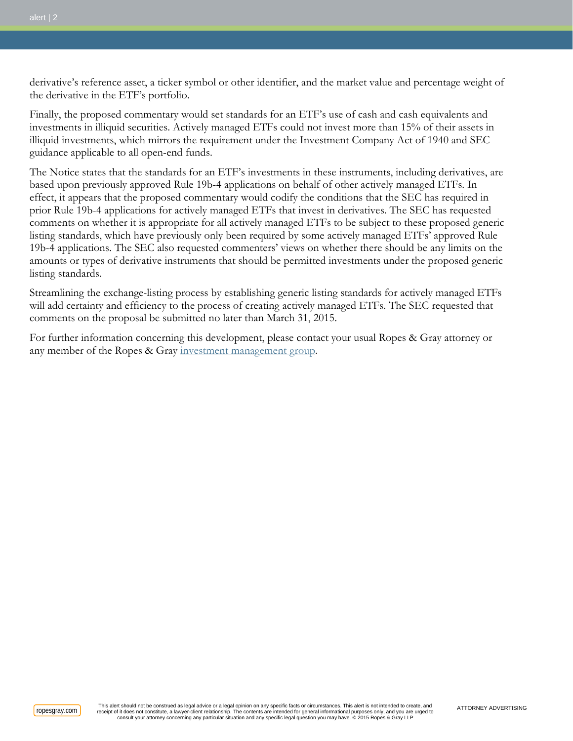derivative's reference asset, a ticker symbol or other identifier, and the market value and percentage weight of the derivative in the ETF's portfolio.

Finally, the proposed commentary would set standards for an ETF's use of cash and cash equivalents and investments in illiquid securities. Actively managed ETFs could not invest more than 15% of their assets in illiquid investments, which mirrors the requirement under the Investment Company Act of 1940 and SEC guidance applicable to all open-end funds.

The Notice states that the standards for an ETF's investments in these instruments, including derivatives, are based upon previously approved Rule 19b-4 applications on behalf of other actively managed ETFs. In effect, it appears that the proposed commentary would codify the conditions that the SEC has required in prior Rule 19b-4 applications for actively managed ETFs that invest in derivatives. The SEC has requested comments on whether it is appropriate for all actively managed ETFs to be subject to these proposed generic listing standards, which have previously only been required by some actively managed ETFs' approved Rule 19b-4 applications. The SEC also requested commenters' views on whether there should be any limits on the amounts or types of derivative instruments that should be permitted investments under the proposed generic listing standards.

Streamlining the exchange-listing process by establishing generic listing standards for actively managed ETFs will add certainty and efficiency to the process of creating actively managed ETFs. The SEC requested that comments on the proposal be submitted no later than March 31, 2015.

For further information concerning this development, please contact your usual Ropes & Gray attorney or any member of the Ropes & Gray investment management group.

ropesgray.com

This alert should not be construed as legal advice or a legal opinion on any specific facts or circumstances. This alert is not intended to create, and receipt of it does not constitute, a lawyer-client relationship. The contents are intended for general informational purposes only, and you are urged to consult your attorney concerning any particular situation and any specific legal question you may have. © 2015 Ropes & Gray LLP

ATTORNEY ADVERTISING